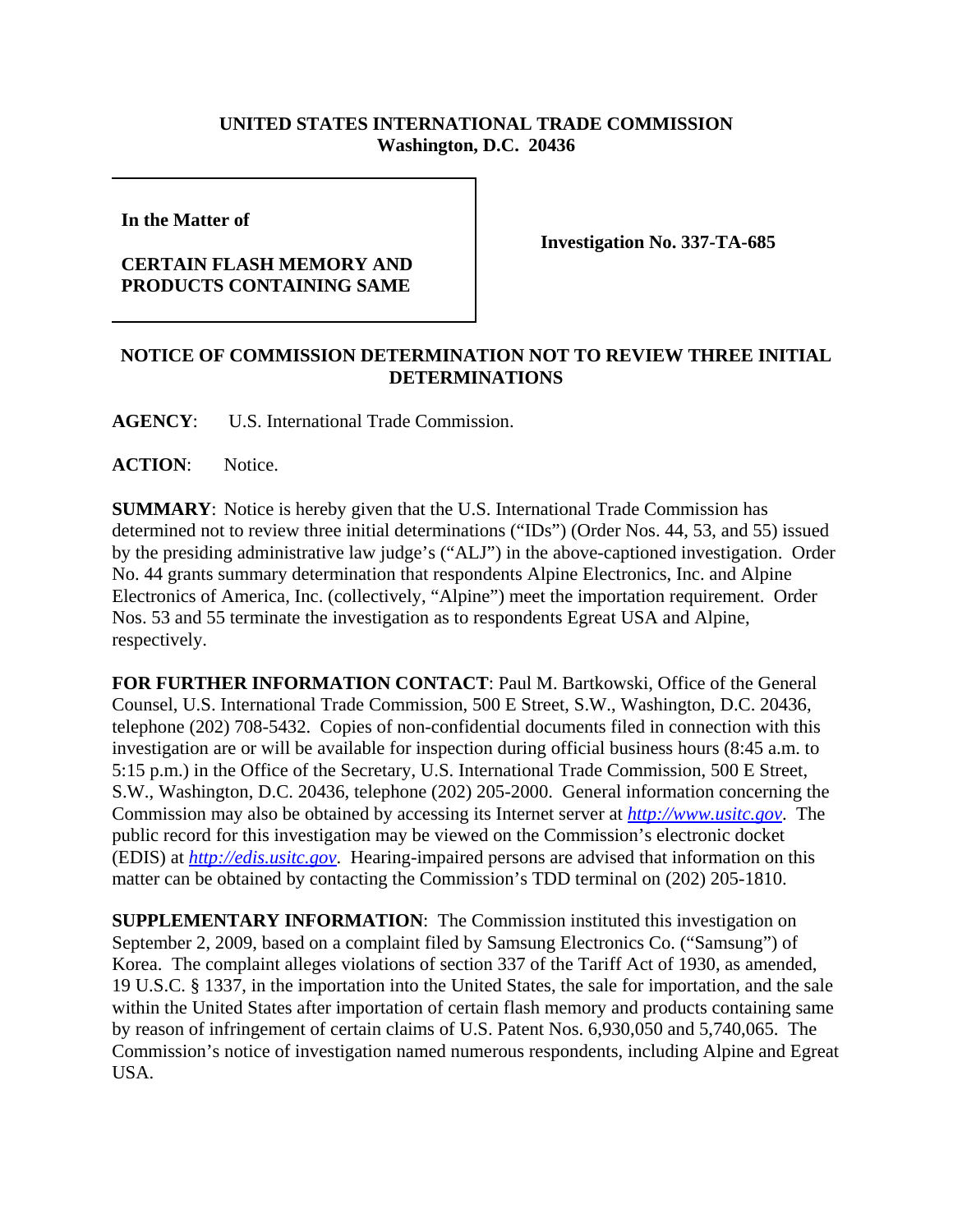**UNITED STATES INTERNATIONAL TRADE COMMISSION**
**Washington, D.C. 20436**

| | |
|---|---|
| **In the Matter of**<br><br>**CERTAIN FLASH MEMORY AND PRODUCTS CONTAINING SAME** | **Investigation No. 337-TA-685** |

**NOTICE OF COMMISSION DETERMINATION NOT TO REVIEW THREE INITIAL DETERMINATIONS**

**AGENCY**: U.S. International Trade Commission.

**ACTION**: Notice.

**SUMMARY**: Notice is hereby given that the U.S. International Trade Commission has determined not to review three initial determinations ("IDs") (Order Nos. 44, 53, and 55) issued by the presiding administrative law judge's ("ALJ") in the above-captioned investigation. Order No. 44 grants summary determination that respondents Alpine Electronics, Inc. and Alpine Electronics of America, Inc. (collectively, "Alpine") meet the importation requirement. Order Nos. 53 and 55 terminate the investigation as to respondents Egreat USA and Alpine, respectively.

**FOR FURTHER INFORMATION CONTACT**: Paul M. Bartkowski, Office of the General Counsel, U.S. International Trade Commission, 500 E Street, S.W., Washington, D.C. 20436, telephone (202) 708-5432. Copies of non-confidential documents filed in connection with this investigation are or will be available for inspection during official business hours (8:45 a.m. to 5:15 p.m.) in the Office of the Secretary, U.S. International Trade Commission, 500 E Street, S.W., Washington, D.C. 20436, telephone (202) 205-2000. General information concerning the Commission may also be obtained by accessing its Internet server at *http://www.usitc.gov*. The public record for this investigation may be viewed on the Commission's electronic docket (EDIS) at *http://edis.usitc.gov*. Hearing-impaired persons are advised that information on this matter can be obtained by contacting the Commission's TDD terminal on (202) 205-1810.

**SUPPLEMENTARY INFORMATION**: The Commission instituted this investigation on September 2, 2009, based on a complaint filed by Samsung Electronics Co. ("Samsung") of Korea. The complaint alleges violations of section 337 of the Tariff Act of 1930, as amended, 19 U.S.C. § 1337, in the importation into the United States, the sale for importation, and the sale within the United States after importation of certain flash memory and products containing same by reason of infringement of certain claims of U.S. Patent Nos. 6,930,050 and 5,740,065. The Commission's notice of investigation named numerous respondents, including Alpine and Egreat USA.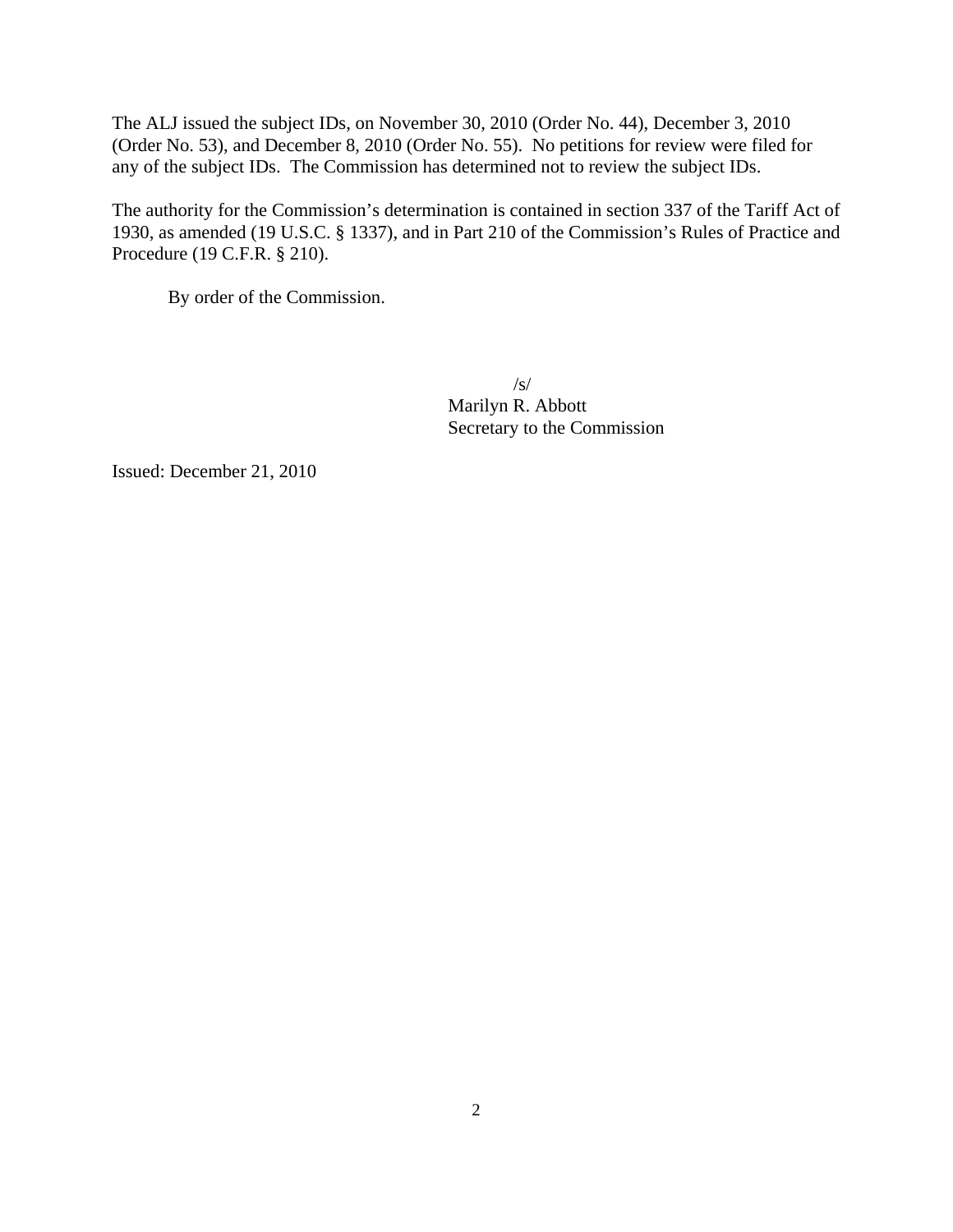The ALJ issued the subject IDs, on November 30, 2010 (Order No. 44), December 3, 2010 (Order No. 53), and December 8, 2010 (Order No. 55). No petitions for review were filed for any of the subject IDs. The Commission has determined not to review the subject IDs.

The authority for the Commission's determination is contained in section 337 of the Tariff Act of 1930, as amended (19 U.S.C. § 1337), and in Part 210 of the Commission's Rules of Practice and Procedure (19 C.F.R. § 210).

By order of the Commission.

/s/
Marilyn R. Abbott
Secretary to the Commission

Issued: December 21, 2010